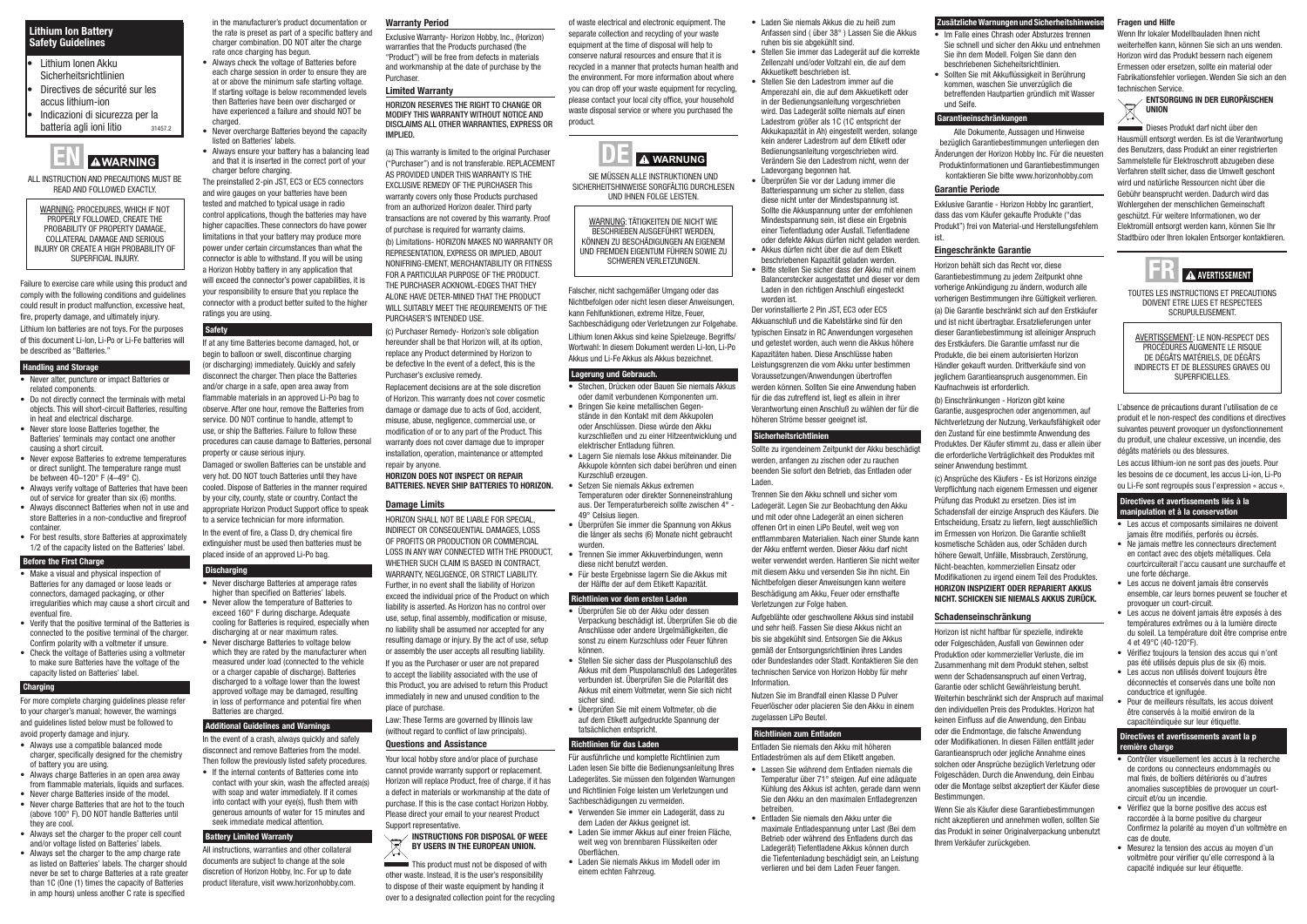# Lithium Ion Battery Safety Guidelines

- Lithium Ionen Akku Sicherheitsrichtlinien
- Directives de sécurité sur les accus lithium-ion
- Indicazioni di sicurezza per la batteria agli ioni litio

31457.2

## EN ⚠WARNING

ALL INSTRUCTION AND PRECAUTIONS MUST BE READ AND FOLLOWED EXACTLY.

WARNING: PROCEDURES, WHICH IF NOT PROPERLY FOLLOWED, CREATE THE PROBABILITY OF PROPERTY DAMAGE, COLLATERAL DAMAGE AND SERIOUS INJURY OR CREATE A HIGH PROBABILITY OF SUPERFICIAL INJURY.

Failure to exercise care while using this product and comply with the following conditions and guidelines could result in product malfunction, excessive heat, fire, property damage, and ultimately injury.

Lithium Ion batteries are not toys. For the purposes of this document Li-Ion, Li-Po or Li-Fe batteries will be described as "Batteries."

### Handling and Storage

- Never alter, puncture or impact Batteries or related components.
- Do not directly connect the terminals with metal objects. This will short-circuit Batteries, resulting in heat and electrical discharge.
- Never store loose Batteries together, the Batteries' terminals may contact one another causing a short circuit.
- Never expose Batteries to extreme temperatures or direct sunlight. The temperature range must be between 40–120° F (4–49° C).
- Always verify voltage of Batteries that have been out of service for greater than six (6) months.
- Always disconnect Batteries when not in use and store Batteries in a non-conductive and fireproof container.
- For best results, store Batteries at approximately 1/2 of the capacity listed on the Batteries' label.

### Before the First Charge

- Make a visual and physical inspection of Batteries for any damaged or loose leads or connectors, damaged packaging, or other irregularities which may cause a short circuit and eventual fire.
- Verify that the positive terminal of the Batteries is connected to the positive terminal of the charger. Confirm polarity with a voltmeter if unsure.
- Check the voltage of Batteries using a voltmeter to make sure Batteries have the voltage of the capacity listed on Batteries' label.

### Charging

For more complete charging guidelines please refer to your charger's manual; however, the warnings and guidelines listed below must be followed to avoid property damage and injury.

- Always use a compatible balanced mode charger, specifically designed for the chemistry of battery you are using.
- Always charge Batteries in an open area away from flammable materials, liquids and surfaces.
- Never charge Batteries inside of the model.
- Never charge Batteries that are hot to the touch (above 100° F). DO NOT handle Batteries until they are cool.
- Always set the charger to the proper cell count and/or voltage listed on Batteries' labels.
- Always set the charger to the amp charge rate as listed on Batteries' labels. The charger should never be set to charge Batteries at a rate greater than 1C (One (1) times the capacity of Batteries in amp hours) unless another C rate is specified in the manufacturer's product documentation or the rate is preset as part of a specific battery and charger combination. DO NOT alter the charge rate once charging has begun.
- Always check the voltage of Batteries before each charge session in order to ensure they are at or above the minimum safe starting voltage. If starting voltage is below recommended levels then Batteries have been over discharged or have experienced a failure and should NOT be charged.
- Never overcharge Batteries beyond the capacity listed on Batteries' labels.
- Always ensure your battery has a balancing lead and that it is inserted in the correct port of your charger before charging.

The preinstalled 2-pin JST, EC3 or EC5 connectors and wire gauges on your batteries have been tested and matched to typical usage in radio control applications, though the batteries may have higher capacities. These connectors do have power limitations in that your battery may produce more power under certain circumstances than what the connector is able to withstand. If you will be using a Horizon Hobby battery in an application that will exceed the connector's power capabilities, it is your responsibility to ensure that you replace the connector with a product better suited to the higher ratings you are using.

### Safety

If at any time Batteries become damaged, hot, or begin to balloon or swell, discontinue charging (or discharging) immediately. Quickly and safely disconnect the charger. Then place the Batteries and/or charge in a safe, open area away from flammable materials in an approved Li-Po bag to observe. After one hour, remove the Batteries from service. DO NOT continue to handle, attempt to use, or ship the Batteries. Failure to follow these procedures can cause damage to Batteries, personal property or cause serious injury.

Damaged or swollen Batteries can be unstable and very hot. DO NOT touch Batteries until they have cooled. Dispose of Batteries in the manner required by your city, county, state or country. Contact the appropriate Horizon Product Support office to speak to a service technician for more information.

In the event of fire, a Class D, dry chemical fire extinguisher must be used then batteries must be placed inside of an approved Li-Po bag.

### Discharging

- Never discharge Batteries at amperage rates higher than specified on Batteries' labels.
- Never allow the temperature of Batteries to exceed 160° F during discharge. Adequate cooling for Batteries is required, especially when discharging at or near maximum rates.
- Never discharge Batteries to voltage below which they are rated by the manufacturer when measured under load (connected to the vehicle or a charger capable of discharge). Batteries discharged to a voltage lower than the lowest approved voltage may be damaged, resulting in loss of performance and potential fire when Batteries are charged.

### Additional Guidelines and Warnings

In the event of a crash, always quickly and safely disconnect and remove Batteries from the model. Then follow the previously listed safety procedures.

- If the internal contents of Batteries come into contact with your skin, wash the affected area(s) with soap and water immediately. If it comes into contact with your eye(s), flush them with generous amounts of water for 15 minutes and seek immediate medical attention.

### Battery Limited Warranty

All instructions, warranties and other collateral documents are subject to change at the sole discretion of Horizon Hobby, Inc. For up to date product literature, visit www.horizonhobby.com.

### Warranty Period

Exclusive Warranty- Horizon Hobby, Inc., (Horizon) warranties that the Products purchased (the "Product") will be free from defects in materials and workmanship at the date of purchase by the Purchaser.

### Limited Warranty

HORIZON RESERVES THE RIGHT TO CHANGE OR MODIFY THIS WARRANTY WITHOUT NOTICE AND DISCLAIMS ALL OTHER WARRANTIES, EXPRESS OR IMPLIED.

(a) This warranty is limited to the original Purchaser ("Purchaser") and is not transferable. REPLACEMENT AS PROVIDED UNDER THIS WARRANTY IS THE EXCLUSIVE REMEDY OF THE PURCHASER This warranty covers only those Products purchased from an authorized Horizon dealer. Third party transactions are not covered by this warranty. Proof of purchase is required for warranty claims.

(b) Limitations- HORIZON MAKES NO WARRANTY OR REPRESENTATION, EXPRESS OR IMPLIED, ABOUT NONIFRING-EMENT, MERCHANTABILITY OR FITNESS FOR A PARTICULAR PURPOSE OF THE PRODUCT. THE PURCHASER ACKNOWL-EDGES THAT THEY ALONE HAVE DETER-MINED THAT THE PRODUCT WILL SUITABLY MEET THE REQUIREMENTS OF THE PURCHASER'S INTENDED USE.

(c) Purchaser Remedy- Horizon's sole obligation hereunder shall be that Horizon will, at its option, replace any Product determined by Horizon to be defective In the event of a defect, this is the Purchaser's exclusive remedy.

Replacement decisions are at the sole discretion of Horizon. This warranty does not cover cosmetic damage or damage due to acts of God, accident, misuse, abuse, negligence, commercial use, or modification of or to any part of the Product. This warranty does not cover damage due to improper installation, operation, maintenance or attempted repair by anyone.

**HORIZON DOES NOT INSPECT OR REPAIR BATTERIES. NEVER SHIP BATTERIES TO HORIZON.**

### Damage Limits

HORIZON SHALL NOT BE LIABLE FOR SPECIAL, INDIRECT OR CONSEQUENTIAL DAMAGES, LOSS OF PROFITS OR PRODUCTION OR COMMERCIAL LOSS IN ANY WAY CONNECTED WITH THE PRODUCT, WHETHER SUCH CLAIM IS BASED IN CONTRACT, WARRANTY, NEGLIGENCE, OR STRICT LIABILITY. Further, in no event shall the liability of Horizon exceed the individual price of the Product on which liability is asserted. As Horizon has no control over use, setup, final assembly, modification or misuse, no liability shall be assumed nor accepted for any resulting damage or injury. By the act of use, setup or assembly the user accepts all resulting liability. If you as the Purchaser or user are not prepared to accept the liability associated with the use of this Product, you are advised to return this Product immediately in new and unused condition to the place of purchase.

Law: These Terms are governed by Illinois law (without regard to conflict of law principals).

### Questions and Assistance

Your local hobby store and/or place of purchase cannot provide warranty support or replacement. Horizon will replace Product, free of charge, if it has a defect in materials or workmanship at the date of purchase. If this is the case contact Horizon Hobby. Please direct your email to your nearest Product Support representative.

**INSTRUCTIONS FOR DISPOSAL OF WEEE BY USERS IN THE EUROPEAN UNION.**

This product must not be disposed of with other waste. Instead, it is the user's responsibility to dispose of their waste equipment by handing it over to a designated collection point for the recycling of waste electrical and electronic equipment. The separate collection and recycling of your waste equipment at the time of disposal will help to conserve natural resources and ensure that it is recycled in a manner that protects human health and the environment. For more information about where you can drop off your waste equipment for recycling, please contact your local city office, your household waste disposal service or where you purchased the product.

## DE ⚠ WARNUNG

SIE MÜSSEN ALLE INSTRUKTIONEN UND SICHERHEITSHINWEISE SORGFÄLTIG DURCHLESEN UND IHNEN FOLGE LEISTEN.

WARNUNG: TÄTIGKEITEN DIE NICHT WIE BESCHRIEBEN AUSGEFÜHRT WERDEN, KÖNNEN ZU BESCHÄDIGUNGEN AN EIGENEM UND FREMDEN EIGENTUM FÜHREN SOWIE ZU SCHWEREN VERLETZUNGEN.

Falscher, nicht sachgemäßer Umgang oder das Nichtbefolgen oder nicht lesen dieser Anweisungen, kann Fehlfunktionen, extreme Hitze, Feuer, Sachbeschädigung oder Verletzungen zur Folgehabe.

Lithium Ionen Akkus sind keine Spielzeuge. Begriffs/ Wortwahl: In diesem Dokument werden Li-Ion, Li-Po Akkus und Li-Fe Akkus als Akkus bezeichnet.

### Lagerung und Gebrauch.

- Stechen, Drücken oder Bauen Sie niemals Akkus oder damit verbundenen Komponenten um.
- Bringen Sie keine metallischen Gegenstände in den Kontakt mit dem Akkupolen oder Anschlüssen. Diese würde den Akku kurzschließen und zu einer Hitzeentwicklung und elektrischer Entladung führen.
- Lagern Sie niemals lose Akkus miteinander. Die Akkupole könnten sich dabei berühren und einen Kurzschluß erzeugen.
- Setzen Sie niemals Akkus extremen Temperaturen oder direkter Sonneneinstrahlung aus. Der Temperaturbereich sollte zwischen 4° - 49° Celsius liegen.
- Überprüfen Sie immer die Spannung von Akkus die länger als sechs (6) Monate nicht gebraucht wurden.
- Trennen Sie immer Akkuverbindungen, wenn diese nicht benutzt werden.
- Für beste Ergebnisse lagern Sie die Akkus mit der Hälfte der auf dem Etikett Kapazität.

### Richtlinien vor dem ersten Laden

- Überprüfen Sie ob der Akku oder dessen Verpackung beschädigt ist. Überprüfen Sie ob die Anschlüsse oder andere Urgelmäßigkeiten, die sonst zu einem Kurzschluss oder Feuer führen können.
- Stellen Sie sicher dass der Pluspolanschluß des Akkus mit dem Pluspolanschluß des Ladegerätes verbunden ist. Überprüfen Sie die Polarität des Akkus mit einem Voltmeter, wenn Sie sich nicht sicher sind.
- Überprüfen Sie mit einem Voltmeter, ob die auf dem Etikett aufgedruckte Spannung der tatsächlichen entspricht.

### Richtlinien für das Laden

Für ausführliche und komplette Richtlinien zum Laden lesen Sie bitte die Bedienungsanleitung Ihres Ladegerätes. Sie müssen den folgenden Warnungen und Richtlinien Folge leisten um Verletzungen und Sachbeschädigungen zu vermeiden.

- Verwenden Sie immer ein Ladegerät, dass zu dem Laden der Akkus geeignet ist.
- Laden Sie immer Akkus auf einer freien Fläche, weit weg von brennbaren Flüssigkeiten oder Oberflächen.
- Laden Sie niemals Akkus im Modell oder im einem echten Fahrzeug.
- Laden Sie niemals Akkus die zu heiß zum Anfassen sind ( über 38° ) Lassen Sie die Akkus ruhen bis sie abgekühlt sind.
- Stellen Sie immer das Ladegerät auf die korrekte Zellenzahl und/oder Voltzahl ein, die auf dem Akkuetikett beschrieben ist.
- Stellen Sie den Ladestrom immer auf die Amperezahl ein, die auf dem Akkuetikett oder in der Bedienungsanleitung vorgeschrieben wird. Das Ladegerät sollte niemals auf einen Ladestrom größer als 1C (1C entspricht der Akkukapazität in Ah) eingestellt werden, solange kein anderer Ladestrom auf dem Etikett oder Bedienungsanleitung vorgeschrieben wird. Verändern Sie den Ladestrom nicht, wenn der Ladevorgang begonnen hat.
- Überprüfen Sie vor der Ladung immer die Batteriespannung um sicher zu stellen, dass diese nicht unter der Mindestspannung ist. Sollte die Akkuspannung unter der empfohlenen Mindestspannung sein, ist diese ein Ergebnis einer Tiefentladung oder Ausfall. Tiefentladene oder defekte Akkus dürfen nicht geladen werden.
- Akkus dürfen nicht über die auf dem Etikett beschriebenen Kapazität geladen werden.
- Bitte stellen Sie sicher dass der Akku mit einem Balancerstecker ausgestattet und dieser vor dem Laden in den richtigen Anschluß eingesteckt worden ist.

Der vorinstallierte 2 Pin JST, EC3 oder EC5 Akkuanschluß und die Kabelstärke sind für den typischen Einsatz in RC Anwendungen vorgesehen und getestet worden, auch wenn die Akkus höhere Kapazitäten haben. Diese Anschlüsse haben Leistungsgrenzen die vom Akku unter bestimmen Voraussetzungen/Anwendungen übertroffen werden können. Sollten Sie eine Anwendung haben für die das zutreffend ist, liegt es allein in ihrer Verantwortung einen Anschluß zu wählen der für die höheren Ströme besser geeignet ist.

### Sicherheitsrichtlinien

Sollte zu irgendeinem Zeitpunkt der Akku beschädigt werden, anfangen zu zischen oder zu rauchen beenden Sie sofort den Betrieb, das Entladen oder Laden.

Trennen Sie den Akku schnell und sicher vom Ladegerät. Legen Sie zur Beobachtung den Akku und mit oder ohne Ladegerät an einen sicheren offenen Ort in einen LiPo Beutel, weit weg von entflammbaren Materialien. Nach einer Stunde kann der Akku entfernt werden. Dieser Akku darf nicht weiter verwendet werden. Hantieren Sie nicht weiter mit diesem Akku und versenden Sie ihn nicht. Ein Nichtbefolgen dieser Anweisungen kann weitere Beschädigung am Akku, Feuer oder ernsthafte Verletzungen zur Folge haben.

Aufgeblähte oder geschwollene Akkus sind instabil und sehr heiß. Fassen Sie diese Akkus nicht an bis sie abgekühlt sind. Entsorgen Sie die Akkus gemäß der Entsorgungsrichtlinien Ihres Landes oder Bundeslandes oder Stadt. Kontaktieren Sie den technischen Service von Horizon Hobby für mehr Information.

Nutzen Sie im Brandfall einen Klasse D Pulver Feuerlöscher oder placieren Sie den Akku in einem zugelassen LiPo Beutel.

### Richtlinien zum Entladen

Entladen Sie niemals den Akku mit höheren Entladeströmen als auf dem Etikett angeben.

- Lassen Sie während dem Entladen niemals die Temperatur über 71° steigen. Auf eine adäquate Kühlung des Akkus ist achten, gerade dann wenn Sie den Akku an den maximalen Entladegrenzen betreiben.
- Entladen Sie niemals den Akku unter die maximale Entladespannung unter Last (Bei dem Betrieb oder während des Entladens durch das Ladegerät) Tiefentladene Akkus können durch die Tiefententladung beschädigt sein, an Leistung verlieren und bei dem Laden Feuer fangen.

### Zusätzliche Warnungen und Sicherheitshinweise

- Im Falle eines Chrash oder Absturzes trennen Sie schnell und sicher den Akku und entnehmen Sie ihn dem Modell. Folgen Sie dann den beschriebenen Sicherheitsrichtlinien.
- Sollten Sie mit Akkuflüssigkeit in Berührung kommen, waschen Sie unverzüglich die betreffenden Hautpartien gründlich mit Wasser und Seife.

### Garantieeinschränkungen

Alle Dokumente, Aussagen und Hinweise bezüglich Garantiebestimmungen unterliegen den Änderungen der Horizon Hobby Inc. Für die neuesten Produktinformationen und Garantiebestimmungen kontaktieren Sie bitte www.horizonhobby.com

### Garantie Periode

Exklusive Garantie - Horizon Hobby Inc garantiert, dass das vom Käufer gekaufte Produkte ("das Produkt") frei von Material-und Herstellungsfehlern ist.

### Eingeschränkte Garantie

Horizon behält sich das Recht vor, diese Garantiebestimmung zu jedem Zeitpunkt ohne vorherige Ankündigung zu ändern, wodurch alle vorherigen Bestimmungen ihre Gültigkeit verlieren.

(a) Die Garantie beschränkt sich auf den Erstkäufer und ist nicht übertragbar. Ersatzlieferungen unter dieser Garantiebestimmung ist alleiniger Anspruch des Erstkäufers. Die Garantie umfasst nur die Produkte, die bei einem autorisierten Horizon Händler gekauft wurden. Drittverkäufe sind von jeglichem Garantieanspruch ausgenommen. Ein Kaufnachweis ist erforderlich.

(b) Einschränkungen - Horizon gibt keine Garantie, ausgesprochen oder angenommen, auf Nichtverletzung der Nutzung, Verkaufsfähigkeit oder den Zustand für eine bestimmte Anwendung des Produktes. Der Käufer stimmt zu, dass er allein über die erforderliche Verträglichkeit des Produktes mit seiner Anwendung bestimmt.

(c) Ansprüche des Käufers - Es ist Horizons einzige Verpflichtung nach eigenem Ermessen und eigener Prüfung das Produkt zu ersetzen. Dies ist im Schadensfall der einzige Anspruch des Käufers. Die Entscheidung, Ersatz zu liefern, liegt ausschließlich im Ermessen von Horizon. Die Garantie schließt kosmetische Schäden aus, oder Schäden durch höhere Gewalt, Unfälle, Missbrauch, Zerstörung, Nicht-beachten, kommerziellen Einsatz oder Modifikationen in irgend einem Teil des Produktes. **HORIZON INSPIZIERT ODER REPARIERT AKKUS NICHT. SCHICKEN SIE NIEMALS AKKUS ZURÜCK.**

### Schadenseinschränkung

Horizon ist nicht haftbar für spezielle, indirekte oder Folgeschäden, Ausfall von Gewinnen oder Produktion oder kommerzieller Verluste, die im Zusammenhang mit dem Produkt stehen, selbst wenn der Schadensanspruch auf einen Vertrag, Garantie oder schlicht Gewährleistung beruht. Weiterhin beschränkt sich der Anspruch auf maximal den individuellen Preis des Produktes. Horizon hat keinen Einfluss auf die Anwendung, den Einbau oder die Endmontage, die falsche Anwendung oder Modifikationen. In diesen Fällen entfällt jeder Garantieanspruch oder jegliche Annahme eines solchen oder Ansprüche bezüglich Verletzung oder Folgeschäden. Durch die Anwendung, dein Einbau oder die Montage selbst akzeptiert der Käufer diese Bestimmungen.

Wenn Sie als Käufer diese Garantiebestimmungen nicht akzeptieren und annehmen wollen, sollten Sie das Produkt in seiner Originalverpackung unbenutzt Ihrem Verkäufer zurückgeben.

### Fragen und Hilfe

Wenn Ihr lokaler Modellbauladen Ihnen nicht weiterhelfen kann, können Sie sich an uns wenden. Horizon wird das Produkt bessern nach eigenem Ermessen oder ersetzen, sollte ein material oder Fabrikationsfehler vorliegen. Wenden Sie sich an den technischen Service.

**ENTSORGUNG IN DER EUROPÄISCHEN UNION**

Dieses Produkt darf nicht über den Hausmüll entsorgt werden. Es ist die Verantwortung des Benutzers, dass Produkt an einer registrierten Sammelstelle für Elektroschrott abzugeben diese Verfahren stellt sicher, dass die Umwelt geschont wird und natürliche Ressourcen nicht über die Gebühr beansprucht werden. Dadurch wird das Wohlergehen der menschlichen Gemeinschaft geschützt. Für weitere Informationen, wo der Elektromüll entsorgt werden kann, können Sie Ihr Stadtbüro oder Ihren lokalen Entsorger kontaktieren.

## FR ⚠ AVERTISSEMENT

TOUTES LES INSTRUCTIONS ET PRECAUTIONS DOIVENT ETRE LUES ET RESPECTEES SCRUPULEUSEMENT.

AVERTISSEMENT: LE NON-RESPECT DES PROCÉDURES AUGMENTE LE RISQUE DE DÉGÂTS MATÉRIELS, DE DÉGÂTS INDIRECTS ET DE BLESSURES GRAVES OU SUPERFICIELLES.

L'absence de précautions durant l'utilisation de ce produit et le non-respect des conditions et directives suivantes peuvent provoquer un dysfonctionnement du produit, une chaleur excessive, un incendie, des dégâts matériels ou des blessures.

Les accus lithium-ion ne sont pas des jouets. Pour les besoins de ce document, les accus Li-ion, Li-Po ou Li-Fe sont regroupés sous l'expression « accus ».

### Directives et avertissements liés à la manipulation et à la conservation

- Les accus et composants similaires ne doivent jamais être modifiés, perforés ou écrasés.
- Ne jamais mettre les connecteurs directement en contact avec des objets métalliques. Cela courtcircuiterait l'accu causant une surchauffe et une forte décharge.
- Les accus ne doivent jamais être conservés ensemble, car leurs bornes peuvent se toucher et provoquer un court-circuit.
- Les accus ne doivent jamais être exposés à des températures extrêmes ou à la lumière directe du soleil. La température doit être comprise entre 4 et 49°C (40-120°F).
- Vérifiez toujours la tension des accus qui n'ont pas été utilisés depuis plus de six (6) mois.
- Les accus non utilisés doivent toujours être déconnectés et conservés dans une boîte non conductrice et ignifugée.
- Pour de meilleurs résultats, les accus doivent être conservés à la moitié environ de la capacitéindiquée sur leur étiquette.

### Directives et avertissements avant la p remière charge

- Contrôler visuellement les accus à la recherche de cordons ou connecteurs endommagés ou mal fixés, de boîtiers détériorés ou d'autres anomalies susceptibles de provoquer un court-circuit et/ou un incendie.
- Vérifiez que la borne positive des accus est raccordée à la borne positive du chargeur Confirmez la polarité au moyen d'un voltmètre en cas de doute.
- Mesurez la tension des accus au moyen d'un voltmètre pour vérifier qu'elle correspond à la capacité indiquée sur leur étiquette.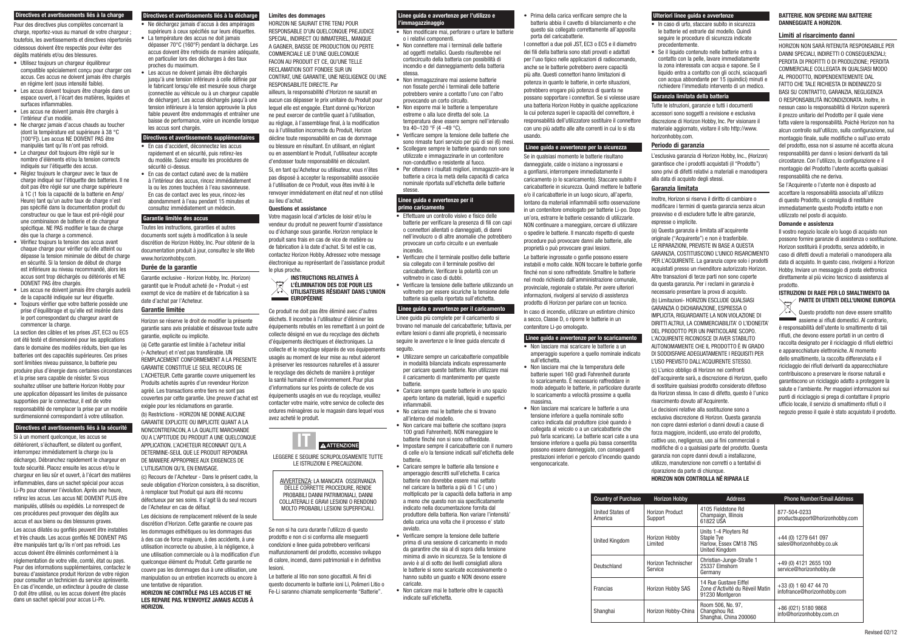## Directives et avertissements liés à la charge

Pour des directives plus complètes concernant la charge, reportez-vous au manuel de votre chargeur ; toutefois, les avertissements et directives répertoriés cidessous doivent être respectés pour éviter des dégâts matériels et/ou des blessures.

- Utilisez toujours un chargeur équilibreur compatible spécialement conçu pour charger ces accus. Ces accus ne doivent jamais être chargés en régime lent (sous intensité faible).
- Les accus doivent toujours être chargés dans un espace ouvert, à l'écart des matières, liquides et surfaces inflammables.
- Les accus ne doivent jamais être chargés à l'intérieur d'un modèle.
- Ne chargez jamais d'accus chauds au toucher (dont la température est supérieure à 38 °C [100°F]). Les accus NE DOIVENT PAS être manipulés tant qu'ils n'ont pas refroidi.
- Le chargeur doit toujours être réglé sur le nombre d'éléments et/ou la tension corrects indiqués sur l'étiquette des accus.
- Réglez toujours le chargeur avec le taux de charge indiqué sur l'étiquette des batteries. Il ne doit pas être réglé sur une charge supérieure à 1C (1 fois la capacité de la batterie en Amp/Heure) tant qu'un autre taux de charge n'est pas spécifié dans la documentation produit du constructeur ou que le taux est pré-réglé pour une combinaison de batterie et de chargeur spécifique. NE PAS modifier le taux de charge dès que la charge a commencé.
- Vérifiez toujours la tension des accus avant chaque charge pour vérifier qu'elle atteint ou dépasse la tension minimale de début de charge en sécurité. Si la tension de début de charge est inférieure au niveau recommandé, alors les accus sont trop déchargés ou détériorés et NE DOIVENT PAS être chargés.
- Les accus ne doivent jamais être chargés audelà de la capacité indiquée sur leur étiquette.
- Toujours vérifier que votre batterie possède une prise d'équilibrage et qu'elle est insérée dans le port correspondant du chargeur avant de commencer la charge.

La section des câbles et les prises JST, EC3 ou EC5 ont été testé et dimensionné pour les applications dans le domaine des modèles réduits, bien que les batteries ont des capacités supérieures. Ces prises sont limitées niveau puissance, la batterie peu produire plus d'énergie dans certaines circonstances et la prise sera capable de résister. Si vous souhaitez utiliser une batterie Horizon Hobby pour une application dépassant les limites de puissance supportées par le connecteur, il est de votre responsabilité de remplacer la prise par un modèle surdimensionné correspondant à votre utilisation.

## Directives et avertissements liés à la sécurité

Si à un moment quelconque, les accus se détériorent, s'échauffent, se dilatent ou gonflent, interrompez immédiatement la charge (ou la décharge). Débranchez rapidement le chargeur en toute sécurité. Placez ensuite les accus et/ou le chargeur en lieu sûr et ouvert, à l'écart des matières inflammables, dans un sachet spécial pour accus Li-Po pour observer l'évolution. Après une heure, retirez les accus. Les accus NE DOIVENT PLUS être manipulés, utilisés ou expédiés. Le nonrespect de ces procédures peut provoquer des dégâts aux accus et aux biens ou des blessures graves.

Les accus dilatés ou gonflés peuvent être instables et très chauds. Les accus gonflés NE DOIVENT PAS être manipulés tant qu'ils n'ont pas refroidi. Les accus doivent être éliminés conformément à la réglementation de votre ville, comté, état ou pays. Pour des informations supplémentaires, contactez le bureau d'assistance produit Horizon de votre région pour consulter un technicien du service aprèsvente. En cas d'incendie, un extincteur à poudre de classe D doit être utilisé, ou les accus doivent être placés dans un sachet spécial pour accus Li-Po.

## Directives et avertissements liés à la décharge

- Ne déchargez jamais d'accus à des ampérages supérieurs à ceux spécifiés sur leurs étiquettes.
- La température des accus ne doit jamais dépasser 70°C (160°F) pendant la décharge. Les accus doivent être refroidis de manière adéquate, en particulier lors des décharges à des taux proches du maximum.
- Les accus ne doivent jamais être déchargés jusqu'à une tension inférieure à celle définie par le fabricant lorsqu'elle est mesurée sous charge (connectée au véhicule ou à un chargeur capable de décharger). Les accus déchargés jusqu'à une tension inférieure à la tension approuvée la plus faible peuvent être endommagés et entraîner une baisse de performance, voire un incendie lorsque les accus sont chargés.

## Directives et avertissements supplémentaires

- En cas d'accident, déconnectez les accus rapidement et en sécurité, puis retirez-les du modèle. Suivez ensuite les procédures de sécurité ci-dessus.
- En cas de contact cutané avec de la matière à l'intérieur des accus, rincez immédiatement la ou les zones touchées à l'eau savonneuse. En cas de contact avec les yeux, rincez-les abondamment à l'eau pendant 15 minutes et consultez immédiatement un médecin.

## Garantie limitée des accus

Toutes les instructions, garanties et autres documents sont sujets à modification à la seule discrétion de Horizon Hobby, Inc. Pour obtenir de la documentation produit à jour, consultez le site Web www.horizonhobby.com.

### Durée de la garantie

Garantie exclusive - Horizon Hobby, Inc. (Horizon) garantit que le Produit acheté (le « Produit ») est exempt de vice de matière et de fabrication à sa date d'achat par l'Acheteur.

### Garantie limitée

Horizon se réserve le droit de modifier la présente garantie sans avis préalable et désavoue toute autre garantie, explicite ou implicite.

(a) Cette garantie est limitée à l'acheteur initial (« Acheteur) et n'est pas transférable. UN REMPLACEMENT CONFORMEMENT A LA PRESENTE GARANTIE CONSTITUE LE SEUL RECOURS DE L'ACHETEUR. Cette garantie couvre uniquement les Produits achetés auprès d'un revendeur Horizon agréé. Les transactions entre tiers ne sont pas couvertes par cette garantie. Une preuve d'achat est exigée pour les réclamations en garantie.

(b) Restrictions - HORIZON NE DONNE AUCUNE GARANTIE EXPLICITE OU IMPLICITE QUANT A LA NONCONTREFACON, A LA QUALITE MARCHANDE OU A L'APTITUDE DU PRODUIT A UNE QUELCONQUE APPLICATION. L'ACHETEUR RECONNAIT QU'IL A DETERMINE-SEUL QUE LE PRODUIT REPONDRA DE MANIERE APPROPRIEE AUX EXIGENCES DE L'UTILISATION QU'IL EN ENVISAGE.

(c) Recours de l'Acheteur - Dans le présent cadre, la seule obligation d'Horizon consistera, à sa discrétion, à remplacer tout Produit qui aura été reconnu défectueux par ses soins. Il s'agit là du seul recours de l'Acheteur en cas de défaut.

Les décisions de remplacement relèvent de la seule discrétion d'Horizon. Cette garantie ne couvre pas les dommages esthétiques ou les dommages dus à des cas de force majeure, à des accidents, à une utilisation incorrecte ou abusive, à la négligence, à une utilisation commerciale ou à la modification d'un quelconque élément du Produit. Cette garantie ne couvre pas les dommages dus à une utilisation, une manipulation ou un entretien incorrects ou encore à une tentative de réparation.

**HORIZON NE CONTRÔLE PAS LES ACCUS ET NE LES REPARE PAS. N'ENVOYEZ JAMAIS ACCUS À HORIZON.**

### Limites des dommages

HORIZON NE SAURAIT ETRE TENU POUR RESPONSABLE D'UN QUELCONQUE PREJUDICE SPECIAL, INDIRECT OU IMMATERIEL, MANQUE A GAGNER, BAISSE DE PRODUCTION OU PERTE COMMERCIALE LIE D'UNE QUELCONQUE FACON AU PRODUIT ET CE, QU'UNE TELLE RECLAMATION SOIT FONDEE SUR UN CONTRAT, UNE GARANTIE, UNE NEGLIGENCE OU UNE RESPONSABILITE DIRECTE. Par ailleurs, la responsabilité d'Horizon ne saurait en aucun cas dépasser le prix unitaire du Produit pour lequel elle est engagée. Etant donné qu'Horizon ne peut exercer de contrôle quant à l'utilisation, au réglage, à l'assemblage final, à la modification ou à l'utilisation incorrecte du Produit, Horizon décline toute responsabilité en cas de dommage ou blessure en résultant. En utilisant, en réglant ou en assemblant le Produit, l'utilisateur accepte d'endosser toute responsabilité en découlant.

Si, en tant qu'Acheteur ou utilisateur, vous n'êtes pas disposé à accepter la responsabilité associée à l'utilisation de ce Produit, vous êtes invité à le renvoyer immédiatement en état neuf et non utilisé au lieu d'achat.

### Questions et assistance

Votre magasin local d'articles de loisir et/ou le vendeur du produit ne peuvent fournir d'assistance ou d'échange sous garantie. Horizon remplace le produit sans frais en cas de vice de matière ou de fabrication à la date d'achat. Si tel est le cas, contactez Horizon Hobby. Adressez votre message électronique au représentant de l'assistance produit le plus proche.

### INSTRUCTIONS RELATIVES À L'ÉLIMINATION DES D3E POUR LES UTILISATEURS RÉSIDANT DANS L'UNION EUROPÉENNE

Ce produit ne doit pas être éliminé avec d'autres déchets. Il incombe à l'utilisateur d'éliminer les équipements rebutés en les remettant à un point de collecte désigné en vue du recyclage des déchets d'équipements électriques et électroniques. La collecte et le recyclage séparés de vos équipements usagés au moment de leur mise au rebut aideront à préserver les ressources naturelles et à assurer le recyclage des déchets de manière à protéger la santé humaine et l'environnement. Pour plus d'informations sur les points de collecte de vos équipements usagés en vue du recyclage, veuillez contacter votre mairie, votre service de collecte des ordures ménagères ou le magasin dans lequel vous avez acheté le produit.

# IT

**ATTENZIONE**

LEGGERE E SEGUIRE SCRUPOLOSAMENTE TUTTE LE ISTRUZIONI E PRECAUZIONI.

AVVERTENZA: LA MANCATA OSSERVANZA DELLE CORRETTE PROCEDURE, RENDE PROBABILI DANNI PATRIMONIALI, DANNI COLLATERALI E GRAVI LESIONI O RENDONO MOLTO PROBABILI LESIONI SUPERFICIALI.

Se non si ha cura durante l'utilizzo di questo prodotto e non ci si conforma alle mseguenti condizioni e linee guida potrebbero verificarsi malfunzionamenti del prodotto, eccessivo sviluppo di calore, incendi, danni patrimoniali e definitiva lesioni.

Le batterie al litio non sono giocattoli. Ai fini di questo documento le batterie ioni Li, Polimeri Litio o Fe-Li saranno chiamate semplicemente "Batterie".

## Linee guida e avvertenze per l'utilizzo e l'immagazzinaggio

- Non modificare mai, perforare o urtare le batterie o i relativi componenti.
- Non connettere mai i terminali delle batterie ad oggetti metallici. Questo risulterebbe nel cortocircuito delle batteria con possibilità di incendio e del danneggiamento della batteria stessa.
- Non immagazzinare mai assieme batterie non fissate perché i terminali delle batterie potrebbero venire a contatto l'uno con l'altro provocando un corto circuito.
- Non esporre mai le batterie a temperature estreme o alla luce diretta del sole. La temperatura deve essere sempre nell'intervallo tra 40–120 °F (4 –49 °C).
- Verificare sempre la tensione delle batterie che sono rimaste fuori servizio per più di sei (6) mesi.
- Scollegare sempre le batterie quando non sono utilizzate e immagazzinarle in un contenitore non-conduttivo e resistente al fuoco.
- Per ottenere i risultati migliori, immagazzin-are le batterie a circa la metà della capacità di carica nominale riportata sull'etichetta delle batterie stesse.

## Linee guida e avvertenze per il primo caricamento

- Effettuare un controllo visivo e fisico delle batterie per verificare la presenza di fili con capi o connettori allentati o danneggiati, di danni nell'involucro o di altre anomalie che potrebbero provocare un corto circuito e un eventuale incendio.
- Verificare che il terminale positivo delle batterie sia collegato con il terminale positivo del caricabatterie. Verificare la polarità con un voltmetro in caso di dubbi.
- Verificare la tensione delle batterie utilizzando un voltmetro per essere sicuriche la tensione delle batterie sia quella riportata sull'etichetta.

## Linee guida e avvertenze per il caricamento

Linee guida più complete per il caricamento si trovano nel manuale del caricabatterie; tuttavia, per evitare lesioni o danni alle proprietà, è necessario seguire le avvertenze e le linee guida elencate di seguito.

- Utilizzare sempre un caricabatterie compatibile in modalità bilanciata indicato espressamente per caricare queste batterie. Non utilizzare mai il caricamento di mantenimento per queste batterie.
- Caricare sempre queste batterie in uno spazio aperto lontano da materiali, liquidi e superfici infiammabili.
- No caricare mai le batterie che si trovano all'interno del modello.
- Non caricare mai batterie che scottano (sopra 100 gradi Fahrenheit). NON maneggiare le batterie finché non si sono raffreddate.
- Impostare sempre il caricabatterie con il numero di celle e/o la tensione indicati sull'etichetta delle batterie.
- Caricare sempre le batterie alla tensione e amperaggio descritti sull'etichetta. Il carica batterie non dovrebbe essere mai settato nel caricare la batteria a più di 1 C ( uno ) moltiplicato per la capacità della batteria in amp a meno che questo non sia specificatamente indicato nella documentazione fornita dal produttore della batteria. Non variare l'intensità' della carica una volta che il processo e' stato avviato.
- Verificare sempre la tensione delle batterie prima di una sessione di caricamento in modo da garantire che sia al di sopra della tensione minima di avvio in sicurezza. Se la tensione di avvio è al di sotto dei livelli consigliati allora le batterie si sono scaricate eccessivamente o hanno subito un guasto e NON devono essere caricate.
- Non caricare mai le batterie oltre le capacità indicate sull'etichetta.
- Prima della carica verificare sempre che la batteria abbia il cavetto di bilanciamento e che questo sia collegato correttamente all'apposita porta del caricabatterie.

I connettori a due poli JST, EC3 o EC5 e il diametro dei fili della batteria sono stati provati e adattati per l'uso tipico nelle applicazioni di radiocomando, anche se le batterie potrebbero avere capacità più alte. Questi connettori hanno limitazioni di potenza in quanto le batterie, in certe situazioni, potrebbero erogare più potenza di quanta ne possano sopportare i connettori. Se si volesse usare una batteria Horizon Hobby in qualche applicazione la cui potenza superi le capacità del connettore, è responsabilità dell'utilizzatore sostituire il connettore con uno più adatto alle alte correnti in cui lo si sta usando.

## Linee guida e avvertenze per la sicurezza

Se in qualsiasi momento le batterie risultano danneggiate, calde o iniziano a ingrossarsi e a gonfiarsi, interrompere immediatamente il caricamento (o lo scaricamento). Staccare subito il caricabatterie in sicurezza. Quindi mettere le batterie e/o il caricabatterie in un luogo sicuro, all'aperto, lontano da materiali infiammabili sotto osservazione in un contenitore omologato per batterie Li-po. Dopo un'ora, estrarre le batterie cessando di utilizzarle. NON continuare a maneggiare, cercare di utilizzare o spedire le batterie. Il mancato rispetto di queste procedure può provocare danni alle batterie, alle proprietà o può provocare gravi lesioni.

Le batterie ingrossate o gonfie possono essere instabili e molto calde. NON toccare le batterie gonfie finché non si sono raffreddate. Smaltire le batterie nel modo richiesto dall'amministrazione comunale, provinciale, regionale o statale. Per avere ulteriori informazioni, rivolgersi al servizio di assistenza prodotto di Horizon per parlare con un tecnico.

In caso di incendio, utilizzare un estintore chimico a secco, Classe D, o riporre le batterie in un contenitore Li-po omologato.

## Linee guida e avvertenze per lo scaricamento

- Non lasciar mai scaricare le batterie a un amperaggio superiore a quello nominale indicato sull'etichetta.
- Non lasciar mai che la temperatura delle batterie superi 160 gradi Fahrenheit durante lo scaricamento. È necessario raffreddare in modo adeguato le batterie, in particolare durante lo scaricamento a velocità prossime a quella massima.
- Non lasciar mai scaricare le batterie a una tensione inferiore a quella nominale sotto carico indicata dal produttore (cioè quando è collegata al veicolo o a un caricabatterie che può farla scaricare). Le batterie scari cate a una tensione inferiore a quella più bassa consentita possono essere danneggiate, con conseguenti prestazioni inferiori e pericolo d'incendio quando vengonocaricate.

## Ulteriori linee guida e avvertenze

- In caso di urto, staccare subito in sicurezza le batterie ed estrarle dal modello. Quindi seguire le procedure di sicurezza indicate precedentemente.
- Se il liquido contenuto nelle batterie entra a contatto con la pelle, lavare immediatamente la zona interessata con acqua e sapone. Se il liquido entra a contatto con gli occhi, sciacquarli con acqua abbondante per 15 (quindici) minuti e richiedere l'immediato intervento di un medico.

## Garanzia limitata della batteria

Tutte le istruzioni, garanzie e tutti i documenti accessori sono soggetti a revisione e esclusiva discrezione di Horizon Hobby, Inc. Per visionare il materiale aggiornato, visitare il sito http://www.horizonhobby.com.

### Periodo di garanzia

L'esclusiva garanzia di Horizon Hobby, Inc., (Horizon) garantisce che i prodotti acquistati (il "Prodotto") sono privi di difetti relativi a materiali e manodopera alla data di acquisto degli stessi.

### Garanzia limitata

Inoltre, Horizon si riserva il diritto di cambiare o modificare i termini di questa garanzia senza alcun preavviso e di escludere tutte le altre garanzie, espresse o implicite.

(a) Questa garanzia è limitata all'acquirente originale ("Acquirente") e non è trasferibile. LE RIPARAZIONI, PREVISTE IN BASE A QUESTA GARANZIA, COSTITUISCONO L'UNICO RISARCIMENTO PER L'ACQUIRENTE. La garanzia copre solo i prodotti acquistati presso un rivenditore autorizzato Horizon. Altre transazioni di terze parti non sono coperte da questa garanzia. Per i reclami in garanzia è necessario presentare la prova di acquisto.

(b) Limitazioni- HORIZON ESCLUDE QUALSIASI GARANZIA O DICHIARAZIONE, ESPRESSA O IMPLICITA, RIGUARDANTE LA NON VIOLAZIONE DI DIRITTI ALTRUI, LA COMMERCIABILITA' O L'IDONEITA' DEL PRODOTTO PER UN PARTICOLARE SCOPO. L'ACQUIRENTE RICONOSCE DI AVER STABILITO AUTONOMAMENTE CHE IL PRODOTTO È IN GRADO DI SODDISFARE ADEGUATAMENTE I REQUISITI PER L'USO PREVISTO DALL'ACQUIRENTE STESSO.

(c) L'unico obbligo di Horizon nei confronti dell'acquirente sarà, a discrezione di Horizon, quello di sostituire qualsiasi prodotto considerato difettoso da Horizon stessa. In caso di difetto, questo è l'unico risarcimento dovuto all'Acquirente.

Le decisioni relative alla sostituzione sono a esclusiva discrezione di Horizon. Questa garanzia non copre danni esteriori o danni dovuti a cause di forza maggiore, incidenti, uso errato del prodotto, cattivo uso, negligenza, uso ai fini commerciali o modifiche di o a qualsiasi parte del prodotto. Questa garanzia non copre danni dovuti a installazone, utilizzo, manutenzione non corretti o a tentativi di riparazione da parte di chiunque.

**HORIZON NON CONTROLLA NÉ RIPARA LE BATTERIE. NON SPEDIRE MAI BATTERIE DANNEGGIATE A HORIZON.**

### Limiti al risarcimento danni

HORIZON NON SARÀ RITENUTA RESPONSABILE PER DANNI SPECIALI, INDIRETTI O CONSEQUENZIALI; PERDITA DI PROFITTI O DI PRODUZIONE; PERDITA COMMERCIALE COLLEGATA IN QUALSIASI MODO AL PRODOTTO, INDIPENDENTEMENTE DAL FATTO CHE TALE RICHIESTA DI INDENNIZZO SI BASI SU CONTRATTO, GARANZIA, NEGLIGENZA O RESPONSABILITÀ INCONDIZIONATA. Inoltre, in nessun caso la responsabilità di Horizon supererà il prezzo unitario del Prodotto per il quale viene fatta valere la responsabilità. Poiché Horizon non ha alcun controllo sull'utilizzo, sulla configurazione, sul montaggio finale, sulle modifiche o sull'uso errato del prodotto, essa non si assume né accetta alcuna responsabilità per danni o lesioni derivanti da tali circostanze. Con l'utilizzo, la configurazione e il montaggio del Prodotto l'utente accetta qualsiasi responsabilità che ne deriva.

Se l'Acquirente o l'utente non è disposto ad accettare la responsabilità associata all'utilizzo di questo Prodotto, si consiglia di restituire immediatamente questo Prodotto intatto e non utilizzato nel posto di acquisto.

### Domande e assistenza

Il vostro negozio locale e/o luogo di acquisto non possono fornire garanzie di assistenza o sostituzione. Horizon sostituirà il prodotto, senza addebito, in caso di difetti dovuti a materiali o manodopera alla data di acquisto. In questo caso, rivolgersi a Horizon Hobby. Inviare un messaggio di posta elettronica direttamente al più vicino tecnico di assistenza al prodotto.

### ISTRUZIONI DI RAEE PER LO SMALTIMENTO DA PARTE DI UTENTI DELL'UNIONE EUROPEA

Questo prodotto non deve essere smaltito assieme ai rifiuti domestici. Al contrario, è responsabilità dell'utente lo smaltimento di tali rifiuti, che devono essere portati in un centro di raccolta designato per il riciclaggio di rifiuti elettrici e apparecchiature elettroniche. Al momento dello smaltimento, la raccolta differenziata e il riciclaggio dei rifiuti derivanti da apparecchiature contribuiscono a preservare le risorse naturali e garantiscono un riciclaggio adatto a proteggere la salute e l'ambiente. Per maggiori informazioni sui punti di riciclaggio si prega di contattare il proprio ufficio locale, il servizio di smaltimento rifiuti o il negozio presso il quale è stato acquistato il prodotto.

| Country of Purchase | Horizon Hobby | Address | Phone Number/Email Address |
| --- | --- | --- | --- |
| United States of America | Horizon Product Support | 4105 Fieldstone Rd Champaign, Illinois 61822 USA | 877-504-0233 productsupport@horizonhobby.com |
| United Kingdom | Horizon Hobby Limited | Units 1-4 Ployters Rd Staple Tye Harlow, Essex CM18 7NS United Kingdom | +44 (0) 1279 641 097 sales@horizonhobby.co.uk |
| Deutschland | Horizon Technischer Service | Christian-Junge-Straße 1 25337 Elmshorn Germany | +49 (0) 4121 2655 100 service@horizonhobby.de |
| Francias | Horizon Hobby SAS | 14 Rue Gustave Eiffel Zone d'Activité du Réveil Matin 91230 Montgeron | +33 (0) 1 60 47 44 70 infofrance@horizonhobby.com |
| Shanghai | Horizon Hobby-China | Room 506, No. 97, Changshou Rd. Shanghai, China 200060 | +86 (021) 5180 9868 info@horizonhobby.com.cn |

Revised 02/12